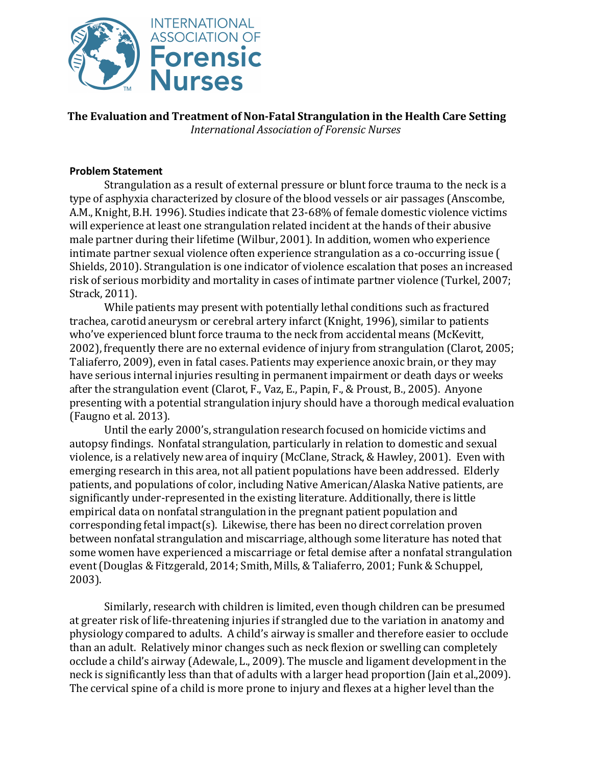# The Evaluation and Treatment of Non-Fatal Strangulation in the Health Care Setting

*International Association of Forensic Nurses*

## Problem Statement

Strangulation as a result of external pressure or blunt force trauma to the neck is a type of asphyxia characterized by closure of the blood vessels or air passages (Anscombe, A.M., Knight, B.H. 1996). Studies indicate that 23-68% of female domestic violence victims will experience at least one strangulation related incident at the hands of their abusive male partner during their lifetime (Wilbur, 2001). In addition, women who experience intimate partner sexual violence often experience strangulation as a co-occurring issue ( Shields, 2010). Strangulation is one indicator of violence escalation that poses an increased risk of serious morbidity and mortality in cases of intimate partner violence (Turkel, 2007; Strack, 2011).

While patients may present with potentially lethal conditions such as fractured trachea, carotid aneurysm or cerebral artery infarct (Knight, 1996), similar to patients who've experienced blunt force trauma to the neck from accidental means (McKevitt, 2002), frequently there are no external evidence of injury from strangulation (Clarot, 2005; Taliaferro, 2009), even in fatal cases. Patients may experience anoxic brain, or they may have serious internal injuries resulting in permanent impairment or death days or weeks after the strangulation event (Clarot, F., Vaz, E., Papin, F., & Proust, B., 2005). Anyone presenting with a potential strangulation injury should have a thorough medical evaluation (Faugno et al. 2013).

Until the early 2000's, strangulation research focused on homicide victims and autopsy findings. Nonfatal strangulation, particularly in relation to domestic and sexual violence, is a relatively new area of inquiry (McClane, Strack, & Hawley, 2001). Even with emerging research in this area, not all patient populations have been addressed. Elderly patients, and populations of color, including Native American/Alaska Native patients, are significantly under-represented in the existing literature. Additionally, there is little empirical data on nonfatal strangulation in the pregnant patient population and corresponding fetal impact(s). Likewise, there has been no direct correlation proven between nonfatal strangulation and miscarriage, although some literature has noted that some women have experienced a miscarriage or fetal demise after a nonfatal strangulation event (Douglas & Fitzgerald, 2014; Smith, Mills, & Taliaferro, 2001; Funk & Schuppel, 2003).

Similarly, research with children is limited, even though children can be presumed at greater risk of life-threatening injuries if strangled due to the variation in anatomy and physiology compared to adults. A child's airway is smaller and therefore easier to occlude than an adult. Relatively minor changes such as neck flexion or swelling can completely occlude a child's airway (Adewale, L., 2009). The muscle and ligament development in the neck is significantly less than that of adults with a larger head proportion (Jain et al.,2009). The cervical spine of a child is more prone to injury and flexes at a higher level than the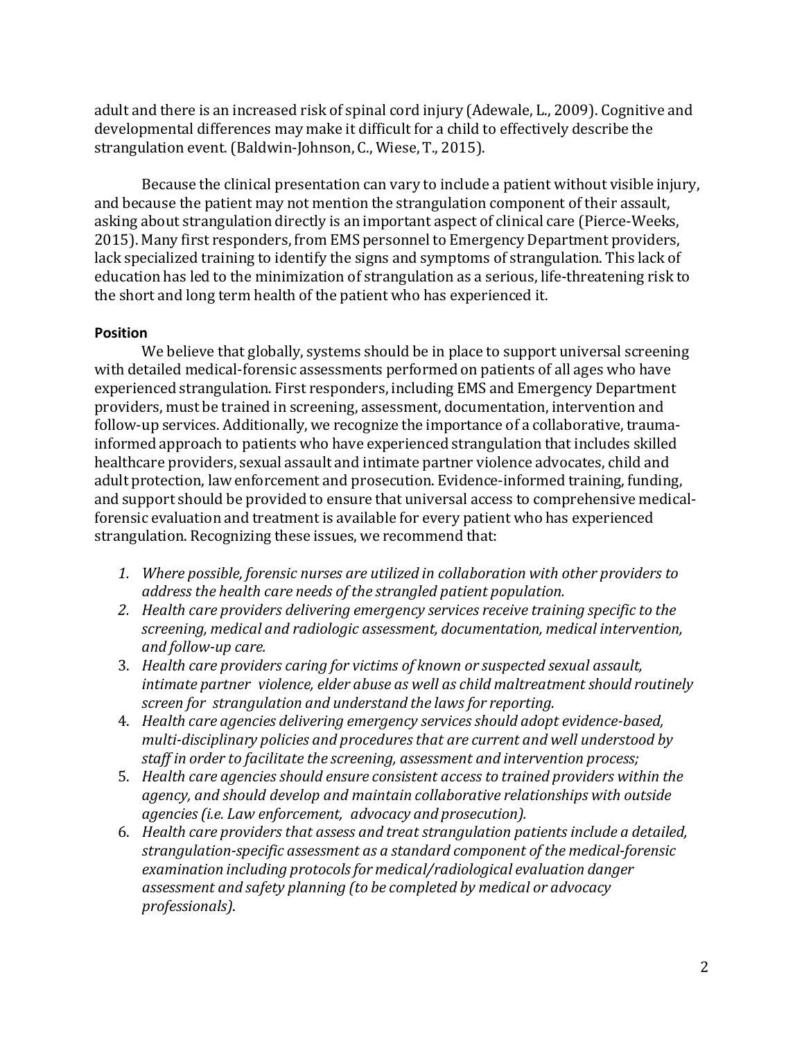adult and there is an increased risk of spinal cord injury (Adewale, L., 2009). Cognitive and developmental differences may make it difficult for a child to effectively describe the strangulation event. (Baldwin-Johnson, C., Wiese, T., 2015).

Because the clinical presentation can vary to include a patient without visible injury, and because the patient may not mention the strangulation component of their assault, asking about strangulation directly is an important aspect of clinical care (Pierce-Weeks, 2015). Many first responders, from EMS personnel to Emergency Department providers, lack specialized training to identify the signs and symptoms of strangulation. This lack of education has led to the minimization of strangulation as a serious, life-threatening risk to the short and long term health of the patient who has experienced it.

**Position**

We believe that globally, systems should be in place to support universal screening with detailed medical-forensic assessments performed on patients of all ages who have experienced strangulation. First responders, including EMS and Emergency Department providers, must be trained in screening, assessment, documentation, intervention and follow-up services. Additionally, we recognize the importance of a collaborative, trauma-informed approach to patients who have experienced strangulation that includes skilled healthcare providers, sexual assault and intimate partner violence advocates, child and adult protection, law enforcement and prosecution. Evidence-informed training, funding, and support should be provided to ensure that universal access to comprehensive medical-forensic evaluation and treatment is available for every patient who has experienced strangulation. Recognizing these issues, we recommend that:

1. *Where possible, forensic nurses are utilized in collaboration with other providers to address the health care needs of the strangled patient population.*
2. *Health care providers delivering emergency services receive training specific to the screening, medical and radiologic assessment, documentation, medical intervention, and follow-up care.*
3. *Health care providers caring for victims of known or suspected sexual assault, intimate partner violence, elder abuse as well as child maltreatment should routinely screen for strangulation and understand the laws for reporting.*
4. *Health care agencies delivering emergency services should adopt evidence-based, multi-disciplinary policies and procedures that are current and well understood by staff in order to facilitate the screening, assessment and intervention process;*
5. *Health care agencies should ensure consistent access to trained providers within the agency, and should develop and maintain collaborative relationships with outside agencies (i.e. Law enforcement, advocacy and prosecution).*
6. *Health care providers that assess and treat strangulation patients include a detailed, strangulation-specific assessment as a standard component of the medical-forensic examination including protocols for medical/radiological evaluation danger assessment and safety planning (to be completed by medical or advocacy professionals).*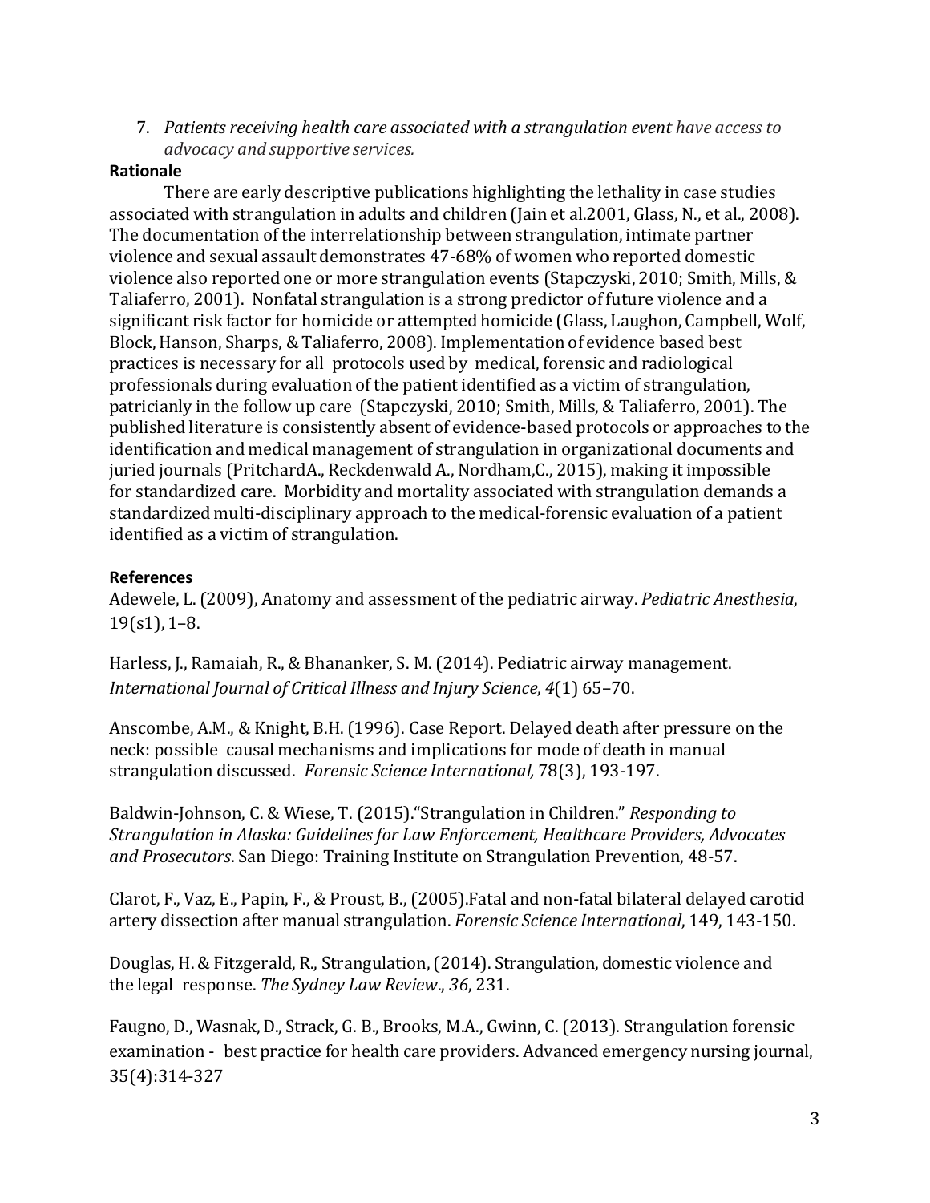7. *Patients receiving health care associated with a strangulation event have access to advocacy and supportive services.*

**Rationale**

There are early descriptive publications highlighting the lethality in case studies associated with strangulation in adults and children (Jain et al.2001, Glass, N., et al., 2008). The documentation of the interrelationship between strangulation, intimate partner violence and sexual assault demonstrates 47-68% of women who reported domestic violence also reported one or more strangulation events (Stapczyski, 2010; Smith, Mills, & Taliaferro, 2001). Nonfatal strangulation is a strong predictor of future violence and a significant risk factor for homicide or attempted homicide (Glass, Laughon, Campbell, Wolf, Block, Hanson, Sharps, & Taliaferro, 2008). Implementation of evidence based best practices is necessary for all protocols used by medical, forensic and radiological professionals during evaluation of the patient identified as a victim of strangulation, patricianly in the follow up care (Stapczyski, 2010; Smith, Mills, & Taliaferro, 2001). The published literature is consistently absent of evidence-based protocols or approaches to the identification and medical management of strangulation in organizational documents and juried journals (PritchardA., Reckdenwald A., Nordham,C., 2015), making it impossible for standardized care. Morbidity and mortality associated with strangulation demands a standardized multi-disciplinary approach to the medical-forensic evaluation of a patient identified as a victim of strangulation.

**References**

Adewele, L. (2009), Anatomy and assessment of the pediatric airway. *Pediatric Anesthesia*, 19(s1), 1–8.

Harless, J., Ramaiah, R., & Bhananker, S. M. (2014). Pediatric airway management. *International Journal of Critical Illness and Injury Science*, *4*(1) 65–70.

Anscombe, A.M., & Knight, B.H. (1996). Case Report. Delayed death after pressure on the neck: possible causal mechanisms and implications for mode of death in manual strangulation discussed. *Forensic Science International,* 78(3), 193-197.

Baldwin-Johnson, C. & Wiese, T. (2015)."Strangulation in Children." *Responding to Strangulation in Alaska: Guidelines for Law Enforcement, Healthcare Providers, Advocates and Prosecutors*. San Diego: Training Institute on Strangulation Prevention, 48-57.

Clarot, F., Vaz, E., Papin, F., & Proust, B., (2005).Fatal and non-fatal bilateral delayed carotid artery dissection after manual strangulation. *Forensic Science International*, 149, 143-150.

Douglas, H. & Fitzgerald, R., Strangulation, (2014). Strangulation, domestic violence and the legal response. *The Sydney Law Review*., *36*, 231.

Faugno, D., Wasnak, D., Strack, G. B., Brooks, M.A., Gwinn, C. (2013). Strangulation forensic examination - best practice for health care providers. Advanced emergency nursing journal, 35(4):314-327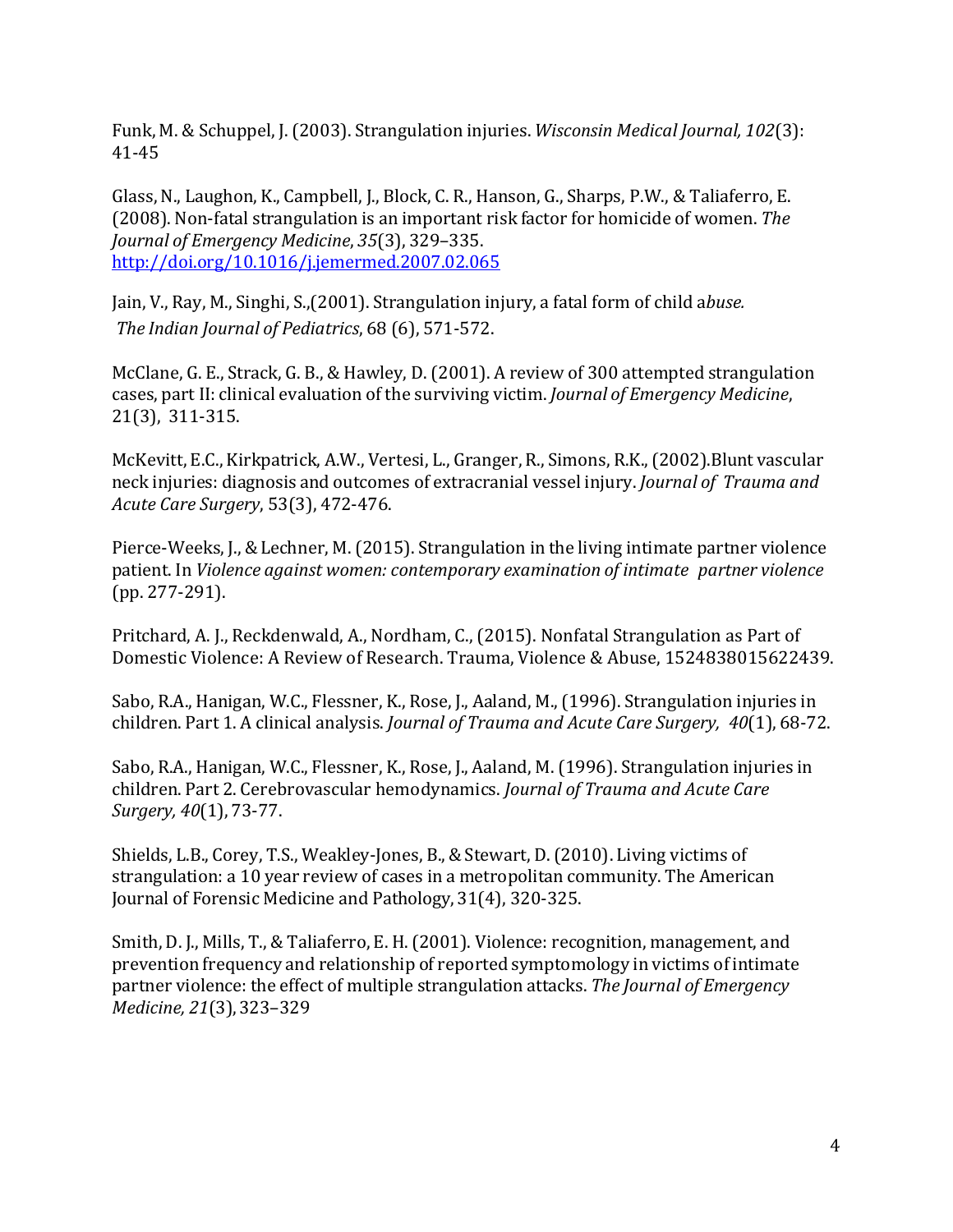Funk, M. & Schuppel, J. (2003). Strangulation injuries. *Wisconsin Medical Journal, 102*(3): 41-45

Glass, N., Laughon, K., Campbell, J., Block, C. R., Hanson, G., Sharps, P.W., & Taliaferro, E. (2008). Non-fatal strangulation is an important risk factor for homicide of women. *The Journal of Emergency Medicine*, *35*(3), 329–335. http://doi.org/10.1016/j.jemermed.2007.02.065

Jain, V., Ray, M., Singhi, S.,(2001). Strangulation injury, a fatal form of child a*buse. The Indian Journal of Pediatrics*, 68 (6), 571-572.

McClane, G. E., Strack, G. B., & Hawley, D. (2001). A review of 300 attempted strangulation cases, part II: clinical evaluation of the surviving victim. *Journal of Emergency Medicine*, 21(3), 311-315.

McKevitt, E.C., Kirkpatrick, A.W., Vertesi, L., Granger, R., Simons, R.K., (2002).Blunt vascular neck injuries: diagnosis and outcomes of extracranial vessel injury. *Journal of Trauma and Acute Care Surgery*, 53(3), 472-476.

Pierce-Weeks, J., & Lechner, M. (2015). Strangulation in the living intimate partner violence patient. In *Violence against women: contemporary examination of intimate partner violence* (pp. 277-291).

Pritchard, A. J., Reckdenwald, A., Nordham, C., (2015). Nonfatal Strangulation as Part of Domestic Violence: A Review of Research. Trauma, Violence & Abuse, 1524838015622439.

Sabo, R.A., Hanigan, W.C., Flessner, K., Rose, J., Aaland, M., (1996). Strangulation injuries in children. Part 1. A clinical analysis. *Journal of Trauma and Acute Care Surgery, 40*(1), 68-72.

Sabo, R.A., Hanigan, W.C., Flessner, K., Rose, J., Aaland, M. (1996). Strangulation injuries in children. Part 2. Cerebrovascular hemodynamics. *Journal of Trauma and Acute Care Surgery, 40*(1), 73-77.

Shields, L.B., Corey, T.S., Weakley-Jones, B., & Stewart, D. (2010). Living victims of strangulation: a 10 year review of cases in a metropolitan community. The American Journal of Forensic Medicine and Pathology, 31(4), 320-325.

Smith, D. J., Mills, T., & Taliaferro, E. H. (2001). Violence: recognition, management, and prevention frequency and relationship of reported symptomology in victims of intimate partner violence: the effect of multiple strangulation attacks. *The Journal of Emergency Medicine, 21*(3), 323–329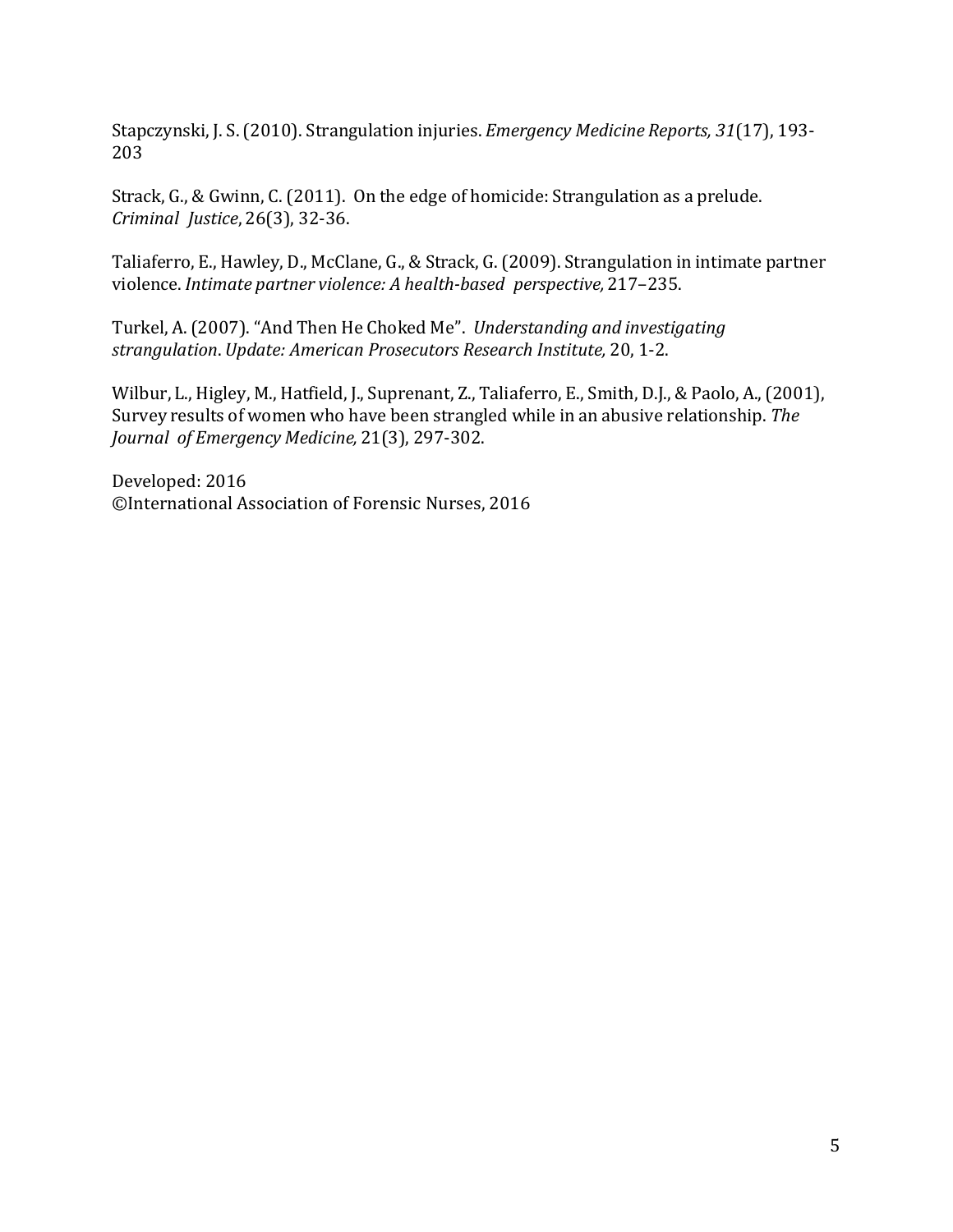Stapczynski, J. S. (2010). Strangulation injuries. *Emergency Medicine Reports, 31*(17), 193-203

Strack, G., & Gwinn, C. (2011). On the edge of homicide: Strangulation as a prelude. *Criminal Justice*, 26(3), 32-36.

Taliaferro, E., Hawley, D., McClane, G., & Strack, G. (2009). Strangulation in intimate partner violence. *Intimate partner violence: A health-based perspective,* 217–235.

Turkel, A. (2007). "And Then He Choked Me". *Understanding and investigating strangulation*. *Update: American Prosecutors Research Institute,* 20, 1-2.

Wilbur, L., Higley, M., Hatfield, J., Suprenant, Z., Taliaferro, E., Smith, D.J., & Paolo, A., (2001), Survey results of women who have been strangled while in an abusive relationship. *The Journal of Emergency Medicine,* 21(3), 297-302.

Developed: 2016
©International Association of Forensic Nurses, 2016